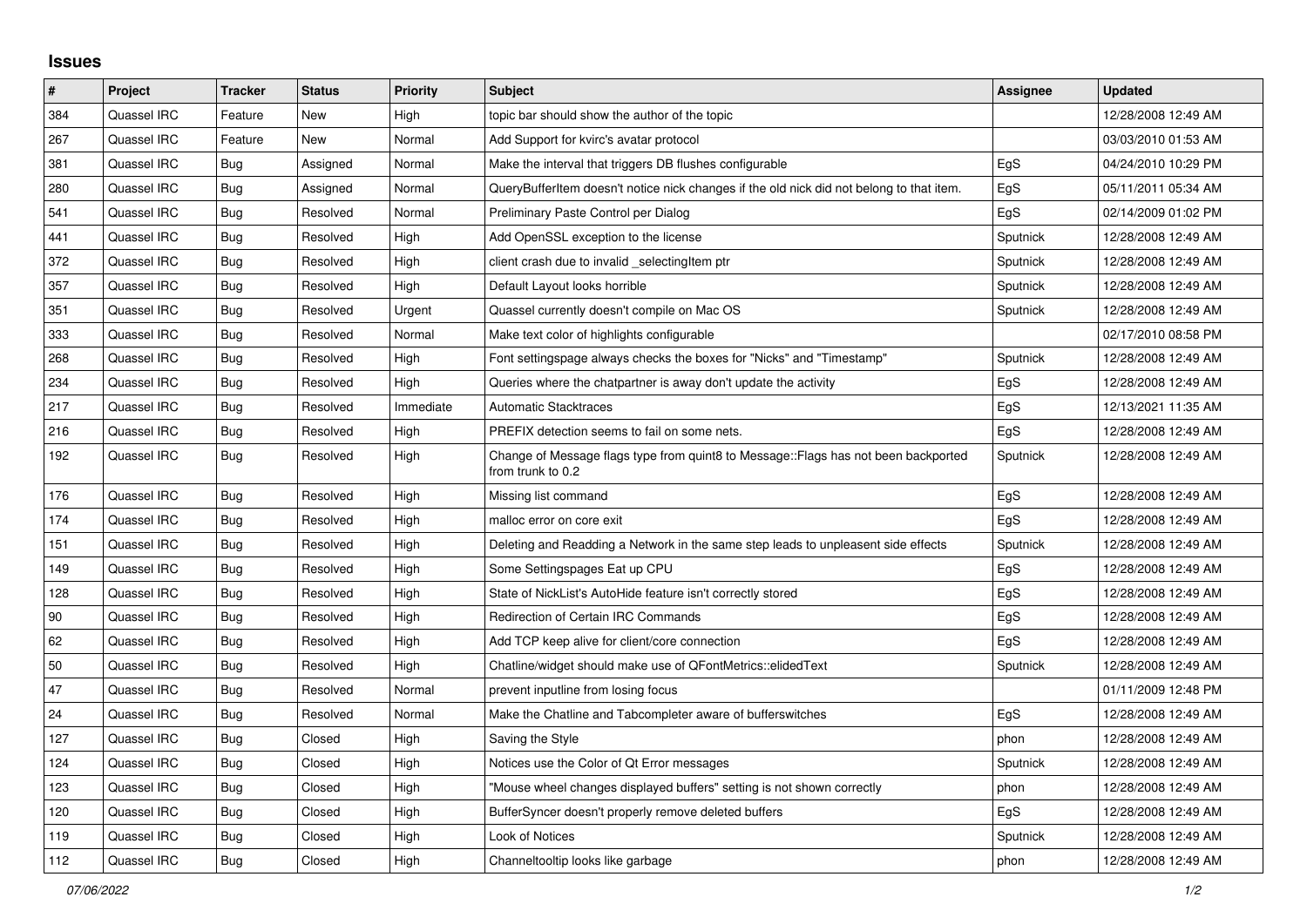## Issues

| # | Project | Tracker | Status | Priority | Subject | Assignee | Updated |
|---|---|---|---|---|---|---|---|
| 384 | Quassel IRC | Feature | New | High | topic bar should show the author of the topic | | 12/28/2008 12:49 AM |
| 267 | Quassel IRC | Feature | New | Normal | Add Support for kvirc's avatar protocol | | 03/03/2010 01:53 AM |
| 381 | Quassel IRC | Bug | Assigned | Normal | Make the interval that triggers DB flushes configurable | EgS | 04/24/2010 10:29 PM |
| 280 | Quassel IRC | Bug | Assigned | Normal | QueryBufferItem doesn't notice nick changes if the old nick did not belong to that item. | EgS | 05/11/2011 05:34 AM |
| 541 | Quassel IRC | Bug | Resolved | Normal | Preliminary Paste Control per Dialog | EgS | 02/14/2009 01:02 PM |
| 441 | Quassel IRC | Bug | Resolved | High | Add OpenSSL exception to the license | Sputnick | 12/28/2008 12:49 AM |
| 372 | Quassel IRC | Bug | Resolved | High | client crash due to invalid _selectingItem ptr | Sputnick | 12/28/2008 12:49 AM |
| 357 | Quassel IRC | Bug | Resolved | High | Default Layout looks horrible | Sputnick | 12/28/2008 12:49 AM |
| 351 | Quassel IRC | Bug | Resolved | Urgent | Quassel currently doesn't compile on Mac OS | Sputnick | 12/28/2008 12:49 AM |
| 333 | Quassel IRC | Bug | Resolved | Normal | Make text color of highlights configurable | | 02/17/2010 08:58 PM |
| 268 | Quassel IRC | Bug | Resolved | High | Font settingspage always checks the boxes for "Nicks" and "Timestamp" | Sputnick | 12/28/2008 12:49 AM |
| 234 | Quassel IRC | Bug | Resolved | High | Queries where the chatpartner is away don't update the activity | EgS | 12/28/2008 12:49 AM |
| 217 | Quassel IRC | Bug | Resolved | Immediate | Automatic Stacktraces | EgS | 12/13/2021 11:35 AM |
| 216 | Quassel IRC | Bug | Resolved | High | PREFIX detection seems to fail on some nets. | EgS | 12/28/2008 12:49 AM |
| 192 | Quassel IRC | Bug | Resolved | High | Change of Message flags type from quint8 to Message::Flags has not been backported from trunk to 0.2 | Sputnick | 12/28/2008 12:49 AM |
| 176 | Quassel IRC | Bug | Resolved | High | Missing list command | EgS | 12/28/2008 12:49 AM |
| 174 | Quassel IRC | Bug | Resolved | High | malloc error on core exit | EgS | 12/28/2008 12:49 AM |
| 151 | Quassel IRC | Bug | Resolved | High | Deleting and Readding a Network in the same step leads to unpleasent side effects | Sputnick | 12/28/2008 12:49 AM |
| 149 | Quassel IRC | Bug | Resolved | High | Some Settingspages Eat up CPU | EgS | 12/28/2008 12:49 AM |
| 128 | Quassel IRC | Bug | Resolved | High | State of NickList's AutoHide feature isn't correctly stored | EgS | 12/28/2008 12:49 AM |
| 90 | Quassel IRC | Bug | Resolved | High | Redirection of Certain IRC Commands | EgS | 12/28/2008 12:49 AM |
| 62 | Quassel IRC | Bug | Resolved | High | Add TCP keep alive for client/core connection | EgS | 12/28/2008 12:49 AM |
| 50 | Quassel IRC | Bug | Resolved | High | Chatline/widget should make use of QFontMetrics::elidedText | Sputnick | 12/28/2008 12:49 AM |
| 47 | Quassel IRC | Bug | Resolved | Normal | prevent inputline from losing focus | | 01/11/2009 12:48 PM |
| 24 | Quassel IRC | Bug | Resolved | Normal | Make the Chatline and Tabcompleter aware of bufferswitches | EgS | 12/28/2008 12:49 AM |
| 127 | Quassel IRC | Bug | Closed | High | Saving the Style | phon | 12/28/2008 12:49 AM |
| 124 | Quassel IRC | Bug | Closed | High | Notices use the Color of Qt Error messages | Sputnick | 12/28/2008 12:49 AM |
| 123 | Quassel IRC | Bug | Closed | High | "Mouse wheel changes displayed buffers" setting is not shown correctly | phon | 12/28/2008 12:49 AM |
| 120 | Quassel IRC | Bug | Closed | High | BufferSyncer doesn't properly remove deleted buffers | EgS | 12/28/2008 12:49 AM |
| 119 | Quassel IRC | Bug | Closed | High | Look of Notices | Sputnick | 12/28/2008 12:49 AM |
| 112 | Quassel IRC | Bug | Closed | High | Channeltooltip looks like garbage | phon | 12/28/2008 12:49 AM |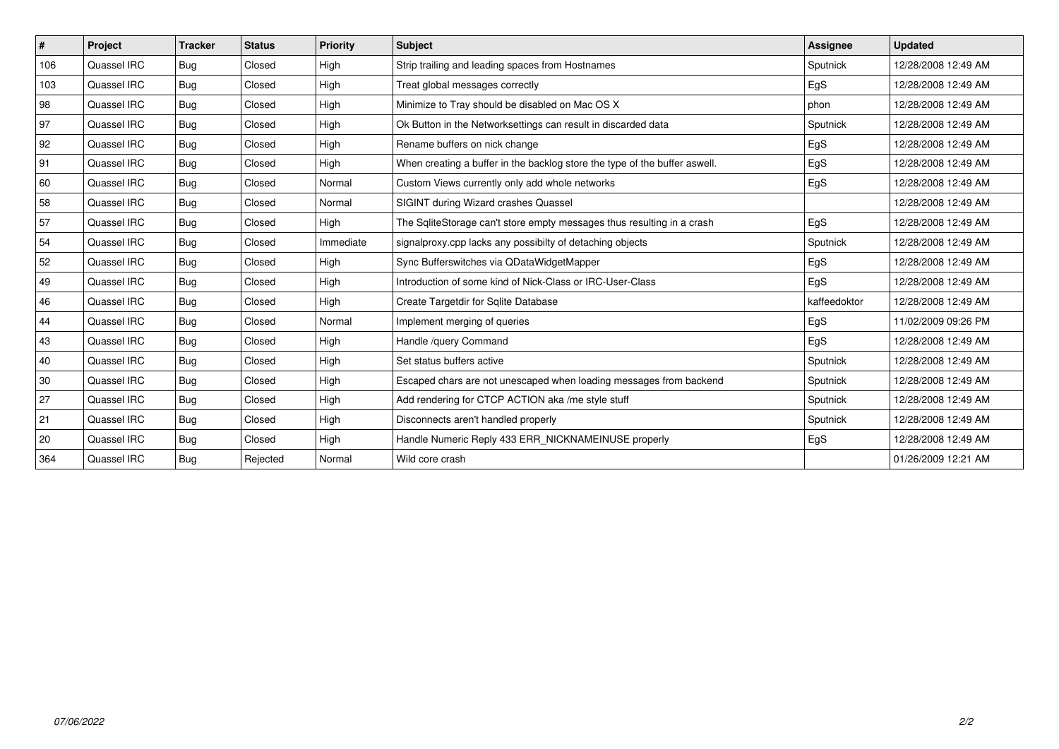| # | Project | Tracker | Status | Priority | Subject | Assignee | Updated |
|---|---|---|---|---|---|---|---|
| 106 | Quassel IRC | Bug | Closed | High | Strip trailing and leading spaces from Hostnames | Sputnick | 12/28/2008 12:49 AM |
| 103 | Quassel IRC | Bug | Closed | High | Treat global messages correctly | EgS | 12/28/2008 12:49 AM |
| 98 | Quassel IRC | Bug | Closed | High | Minimize to Tray should be disabled on Mac OS X | phon | 12/28/2008 12:49 AM |
| 97 | Quassel IRC | Bug | Closed | High | Ok Button in the Networksettings can result in discarded data | Sputnick | 12/28/2008 12:49 AM |
| 92 | Quassel IRC | Bug | Closed | High | Rename buffers on nick change | EgS | 12/28/2008 12:49 AM |
| 91 | Quassel IRC | Bug | Closed | High | When creating a buffer in the backlog store the type of the buffer aswell. | EgS | 12/28/2008 12:49 AM |
| 60 | Quassel IRC | Bug | Closed | Normal | Custom Views currently only add whole networks | EgS | 12/28/2008 12:49 AM |
| 58 | Quassel IRC | Bug | Closed | Normal | SIGINT during Wizard crashes Quassel | | 12/28/2008 12:49 AM |
| 57 | Quassel IRC | Bug | Closed | High | The SqliteStorage can't store empty messages thus resulting in a crash | EgS | 12/28/2008 12:49 AM |
| 54 | Quassel IRC | Bug | Closed | Immediate | signalproxy.cpp lacks any possibilty of detaching objects | Sputnick | 12/28/2008 12:49 AM |
| 52 | Quassel IRC | Bug | Closed | High | Sync Bufferswitches via QDataWidgetMapper | EgS | 12/28/2008 12:49 AM |
| 49 | Quassel IRC | Bug | Closed | High | Introduction of some kind of Nick-Class or IRC-User-Class | EgS | 12/28/2008 12:49 AM |
| 46 | Quassel IRC | Bug | Closed | High | Create Targetdir for Sqlite Database | kaffeedoktor | 12/28/2008 12:49 AM |
| 44 | Quassel IRC | Bug | Closed | Normal | Implement merging of queries | EgS | 11/02/2009 09:26 PM |
| 43 | Quassel IRC | Bug | Closed | High | Handle /query Command | EgS | 12/28/2008 12:49 AM |
| 40 | Quassel IRC | Bug | Closed | High | Set status buffers active | Sputnick | 12/28/2008 12:49 AM |
| 30 | Quassel IRC | Bug | Closed | High | Escaped chars are not unescaped when loading messages from backend | Sputnick | 12/28/2008 12:49 AM |
| 27 | Quassel IRC | Bug | Closed | High | Add rendering for CTCP ACTION aka /me style stuff | Sputnick | 12/28/2008 12:49 AM |
| 21 | Quassel IRC | Bug | Closed | High | Disconnects aren't handled properly | Sputnick | 12/28/2008 12:49 AM |
| 20 | Quassel IRC | Bug | Closed | High | Handle Numeric Reply 433 ERR_NICKNAMEINUSE properly | EgS | 12/28/2008 12:49 AM |
| 364 | Quassel IRC | Bug | Rejected | Normal | Wild core crash | | 01/26/2009 12:21 AM |

*07/06/2022*